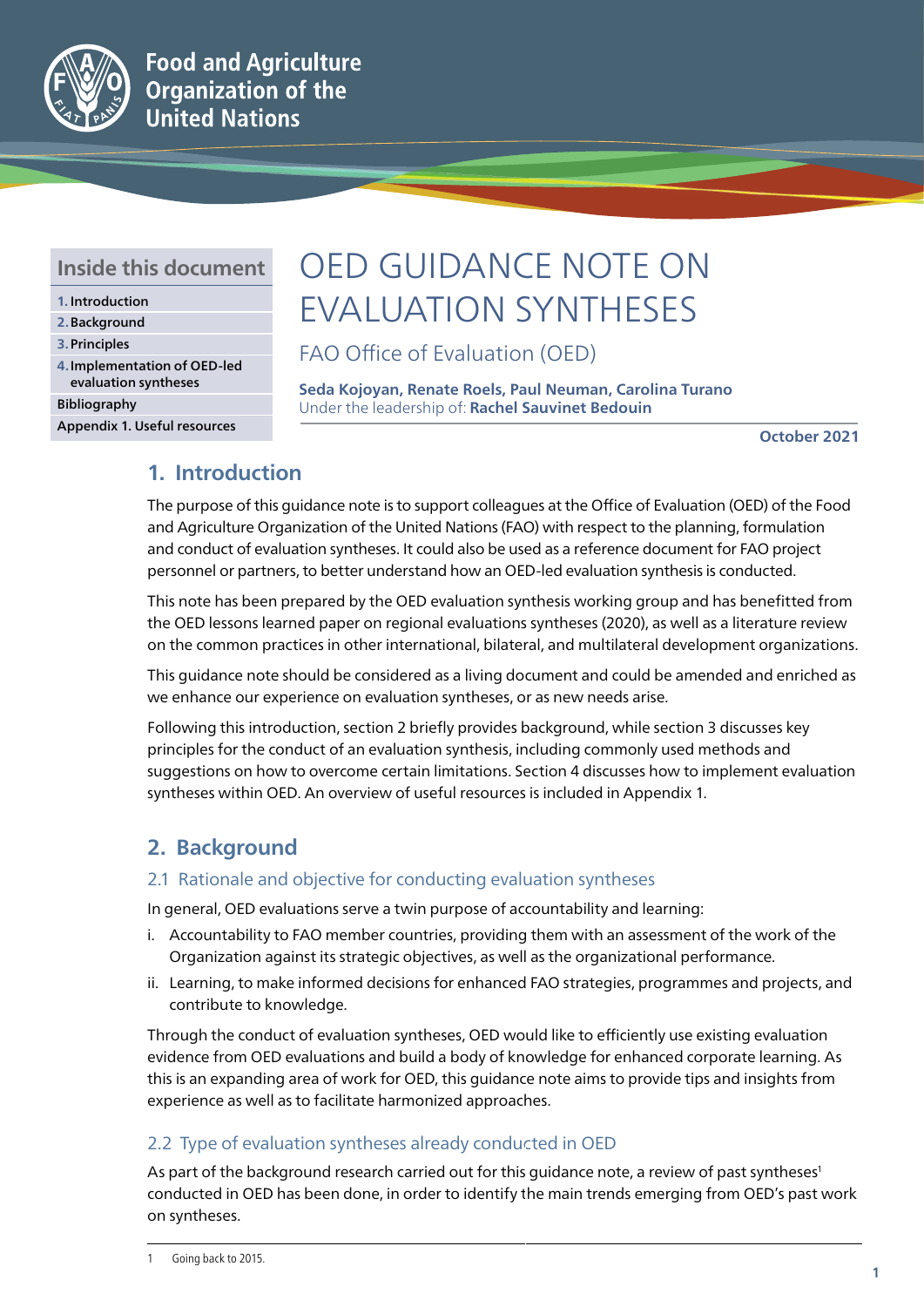Food and Agriculture Organization of the United Nations

## Inside this document

1. Introduction
2. Background
3. Principles
4. Implementation of OED-led evaluation syntheses

Bibliography

Appendix 1. Useful resources

# OED GUIDANCE NOTE ON EVALUATION SYNTHESES

FAO Office of Evaluation (OED)

**Seda Kojoyan, Renate Roels, Paul Neuman, Carolina Turano**
Under the leadership of: **Rachel Sauvinet Bedouin**

**October 2021**

## 1. Introduction

The purpose of this guidance note is to support colleagues at the Office of Evaluation (OED) of the Food and Agriculture Organization of the United Nations (FAO) with respect to the planning, formulation and conduct of evaluation syntheses. It could also be used as a reference document for FAO project personnel or partners, to better understand how an OED-led evaluation synthesis is conducted.

This note has been prepared by the OED evaluation synthesis working group and has benefitted from the OED lessons learned paper on regional evaluations syntheses (2020), as well as a literature review on the common practices in other international, bilateral, and multilateral development organizations.

This guidance note should be considered as a living document and could be amended and enriched as we enhance our experience on evaluation syntheses, or as new needs arise.

Following this introduction, section 2 briefly provides background, while section 3 discusses key principles for the conduct of an evaluation synthesis, including commonly used methods and suggestions on how to overcome certain limitations. Section 4 discusses how to implement evaluation syntheses within OED. An overview of useful resources is included in Appendix 1.

## 2. Background

### 2.1 Rationale and objective for conducting evaluation syntheses

In general, OED evaluations serve a twin purpose of accountability and learning:

i. Accountability to FAO member countries, providing them with an assessment of the work of the Organization against its strategic objectives, as well as the organizational performance.

ii. Learning, to make informed decisions for enhanced FAO strategies, programmes and projects, and contribute to knowledge.

Through the conduct of evaluation syntheses, OED would like to efficiently use existing evaluation evidence from OED evaluations and build a body of knowledge for enhanced corporate learning. As this is an expanding area of work for OED, this guidance note aims to provide tips and insights from experience as well as to facilitate harmonized approaches.

### 2.2 Type of evaluation syntheses already conducted in OED

As part of the background research carried out for this guidance note, a review of past syntheses[1] conducted in OED has been done, in order to identify the main trends emerging from OED's past work on syntheses.

---

1 Going back to 2015.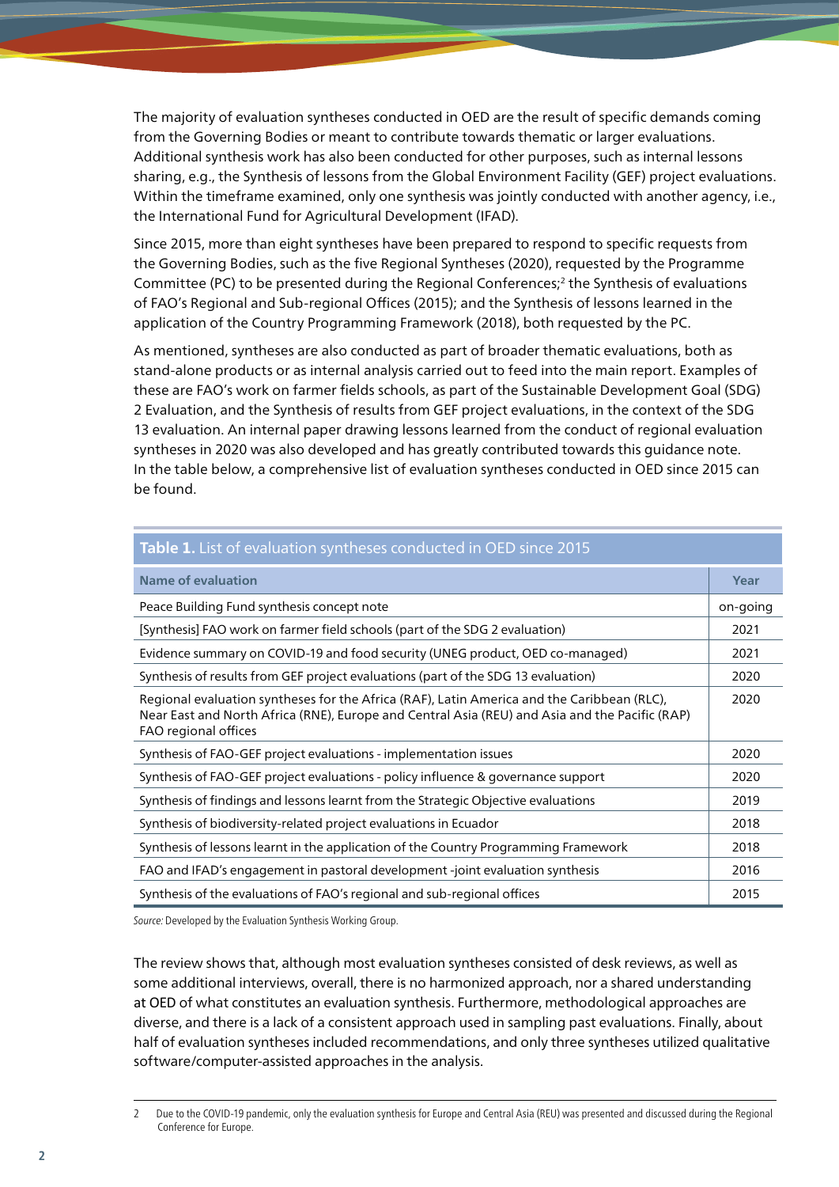The majority of evaluation syntheses conducted in OED are the result of specific demands coming from the Governing Bodies or meant to contribute towards thematic or larger evaluations. Additional synthesis work has also been conducted for other purposes, such as internal lessons sharing, e.g., the Synthesis of lessons from the Global Environment Facility (GEF) project evaluations. Within the timeframe examined, only one synthesis was jointly conducted with another agency, i.e., the International Fund for Agricultural Development (IFAD).

Since 2015, more than eight syntheses have been prepared to respond to specific requests from the Governing Bodies, such as the five Regional Syntheses (2020), requested by the Programme Committee (PC) to be presented during the Regional Conferences;[2] the Synthesis of evaluations of FAO's Regional and Sub-regional Offices (2015); and the Synthesis of lessons learned in the application of the Country Programming Framework (2018), both requested by the PC.

As mentioned, syntheses are also conducted as part of broader thematic evaluations, both as stand-alone products or as internal analysis carried out to feed into the main report. Examples of these are FAO's work on farmer fields schools, as part of the Sustainable Development Goal (SDG) 2 Evaluation, and the Synthesis of results from GEF project evaluations, in the context of the SDG 13 evaluation. An internal paper drawing lessons learned from the conduct of regional evaluation syntheses in 2020 was also developed and has greatly contributed towards this guidance note. In the table below, a comprehensive list of evaluation syntheses conducted in OED since 2015 can be found.

**Table 1.** List of evaluation syntheses conducted in OED since 2015

| Name of evaluation | Year |
|---|---|
| Peace Building Fund synthesis concept note | on-going |
| [Synthesis] FAO work on farmer field schools (part of the SDG 2 evaluation) | 2021 |
| Evidence summary on COVID-19 and food security (UNEG product, OED co-managed) | 2021 |
| Synthesis of results from GEF project evaluations (part of the SDG 13 evaluation) | 2020 |
| Regional evaluation syntheses for the Africa (RAF), Latin America and the Caribbean (RLC), Near East and North Africa (RNE), Europe and Central Asia (REU) and Asia and the Pacific (RAP) FAO regional offices | 2020 |
| Synthesis of FAO-GEF project evaluations - implementation issues | 2020 |
| Synthesis of FAO-GEF project evaluations - policy influence & governance support | 2020 |
| Synthesis of findings and lessons learnt from the Strategic Objective evaluations | 2019 |
| Synthesis of biodiversity-related project evaluations in Ecuador | 2018 |
| Synthesis of lessons learnt in the application of the Country Programming Framework | 2018 |
| FAO and IFAD's engagement in pastoral development -joint evaluation synthesis | 2016 |
| Synthesis of the evaluations of FAO's regional and sub-regional offices | 2015 |

*Source:* Developed by the Evaluation Synthesis Working Group.

The review shows that, although most evaluation syntheses consisted of desk reviews, as well as some additional interviews, overall, there is no harmonized approach, nor a shared understanding at OED of what constitutes an evaluation synthesis. Furthermore, methodological approaches are diverse, and there is a lack of a consistent approach used in sampling past evaluations. Finally, about half of evaluation syntheses included recommendations, and only three syntheses utilized qualitative software/computer-assisted approaches in the analysis.

---

2 Due to the COVID-19 pandemic, only the evaluation synthesis for Europe and Central Asia (REU) was presented and discussed during the Regional Conference for Europe.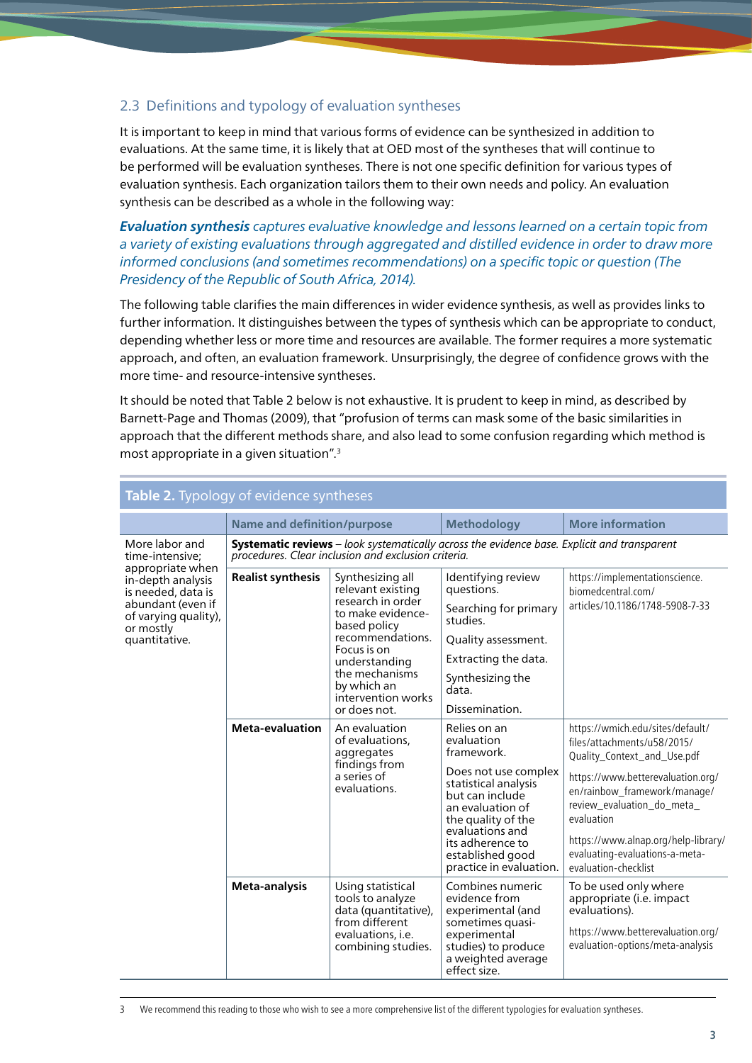## 2.3 Definitions and typology of evaluation syntheses

It is important to keep in mind that various forms of evidence can be synthesized in addition to evaluations. At the same time, it is likely that at OED most of the syntheses that will continue to be performed will be evaluation syntheses. There is not one specific definition for various types of evaluation synthesis. Each organization tailors them to their own needs and policy. An evaluation synthesis can be described as a whole in the following way:

***Evaluation synthesis*** *captures evaluative knowledge and lessons learned on a certain topic from a variety of existing evaluations through aggregated and distilled evidence in order to draw more informed conclusions (and sometimes recommendations) on a specific topic or question (The Presidency of the Republic of South Africa, 2014).*

The following table clarifies the main differences in wider evidence synthesis, as well as provides links to further information. It distinguishes between the types of synthesis which can be appropriate to conduct, depending whether less or more time and resources are available. The former requires a more systematic approach, and often, an evaluation framework. Unsurprisingly, the degree of confidence grows with the more time- and resource-intensive syntheses.

It should be noted that Table 2 below is not exhaustive. It is prudent to keep in mind, as described by Barnett-Page and Thomas (2009), that "profusion of terms can mask some of the basic similarities in approach that the different methods share, and also lead to some confusion regarding which method is most appropriate in a given situation".[3]

**Table 2.** Typology of evidence syntheses

| | Name and definition/purpose | | Methodology | More information |
|---|---|---|---|---|
| More labor and time-intensive; appropriate when in-depth analysis is needed, data is abundant (even if of varying quality), or mostly quantitative. | **Systematic reviews** – *look systematically across the evidence base. Explicit and transparent procedures. Clear inclusion and exclusion criteria.* | | | |
| | **Realist synthesis** | Synthesizing all relevant existing research in order to make evidence-based policy recommendations. Focus is on understanding the mechanisms by which an intervention works or does not. | Identifying review questions.<br>Searching for primary studies.<br>Quality assessment.<br>Extracting the data.<br>Synthesizing the data.<br>Dissemination. | https://implementationscience.biomedcentral.com/articles/10.1186/1748-5908-7-33 |
| | **Meta-evaluation** | An evaluation of evaluations, aggregates findings from a series of evaluations. | Relies on an evaluation framework.<br>Does not use complex statistical analysis but can include an evaluation of the quality of the evaluations and its adherence to established good practice in evaluation. | https://wmich.edu/sites/default/files/attachments/u58/2015/Quality_Context_and_Use.pdf<br>https://www.betterevaluation.org/en/rainbow_framework/manage/review_evaluation_do_meta_evaluation<br>https://www.alnap.org/help-library/evaluating-evaluations-a-meta-evaluation-checklist |
| | **Meta-analysis** | Using statistical tools to analyze data (quantitative), from different evaluations, i.e. combining studies. | Combines numeric evidence from experimental (and sometimes quasi-experimental studies) to produce a weighted average effect size. | To be used only where appropriate (i.e. impact evaluations).<br>https://www.betterevaluation.org/evaluation-options/meta-analysis |

3 We recommend this reading to those who wish to see a more comprehensive list of the different typologies for evaluation syntheses.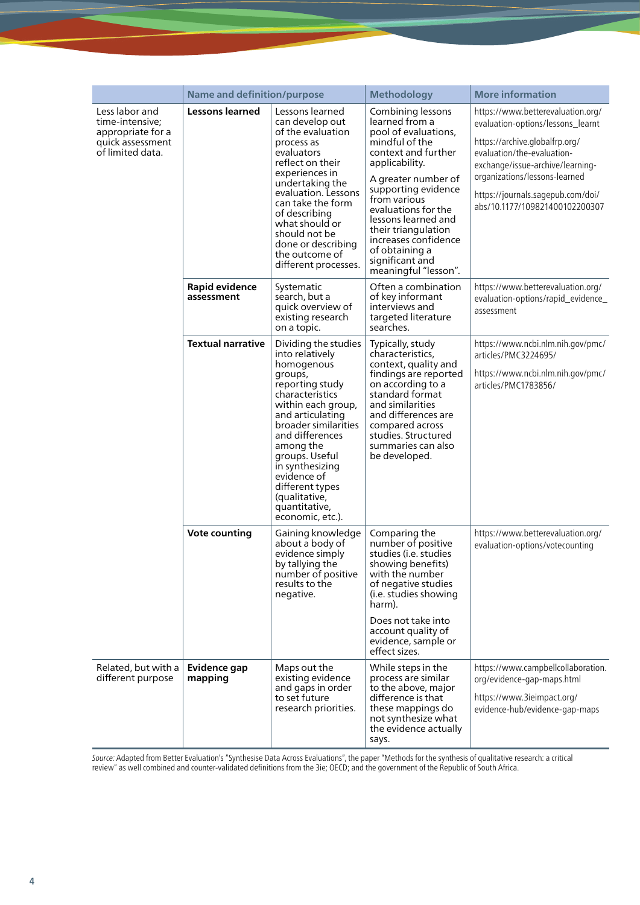| | Name and definition/purpose | | Methodology | More information |
|---|---|---|---|---|
| Less labor and time-intensive; appropriate for a quick assessment of limited data. | **Lessons learned** | Lessons learned can develop out of the evaluation process as evaluators reflect on their experiences in undertaking the evaluation. Lessons can take the form of describing what should or should not be done or describing the outcome of different processes. | Combining lessons learned from a pool of evaluations, mindful of the context and further applicability. A greater number of supporting evidence from various evaluations for the lessons learned and their triangulation increases confidence of obtaining a significant and meaningful "lesson". | https://www.betterevaluation.org/evaluation-options/lessons_learnt https://archive.globalfrp.org/evaluation/the-evaluation-exchange/issue-archive/learning-organizations/lessons-learned https://journals.sagepub.com/doi/abs/10.1177/109821400102200307 |
| | **Rapid evidence assessment** | Systematic search, but a quick overview of existing research on a topic. | Often a combination of key informant interviews and targeted literature searches. | https://www.betterevaluation.org/evaluation-options/rapid_evidence_assessment |
| | **Textual narrative** | Dividing the studies into relatively homogenous groups, reporting study characteristics within each group, and articulating broader similarities and differences among the groups. Useful in synthesizing evidence of different types (qualitative, quantitative, economic, etc.). | Typically, study characteristics, context, quality and findings are reported on according to a standard format and similarities and differences are compared across studies. Structured summaries can also be developed. | https://www.ncbi.nlm.nih.gov/pmc/articles/PMC3224695/ https://www.ncbi.nlm.nih.gov/pmc/articles/PMC1783856/ |
| | **Vote counting** | Gaining knowledge about a body of evidence simply by tallying the number of positive results to the negative. | Comparing the number of positive studies (i.e. studies showing benefits) with the number of negative studies (i.e. studies showing harm). Does not take into account quality of evidence, sample or effect sizes. | https://www.betterevaluation.org/evaluation-options/votecounting |
| Related, but with a different purpose | **Evidence gap mapping** | Maps out the existing evidence and gaps in order to set future research priorities. | While steps in the process are similar to the above, major difference is that these mappings do not synthesize what the evidence actually says. | https://www.campbellcollaboration.org/evidence-gap-maps.html https://www.3ieimpact.org/evidence-hub/evidence-gap-maps |

*Source:* Adapted from Better Evaluation's "Synthesise Data Across Evaluations", the paper "Methods for the synthesis of qualitative research: a critical review" as well combined and counter-validated definitions from the 3ie; OECD; and the government of the Republic of South Africa.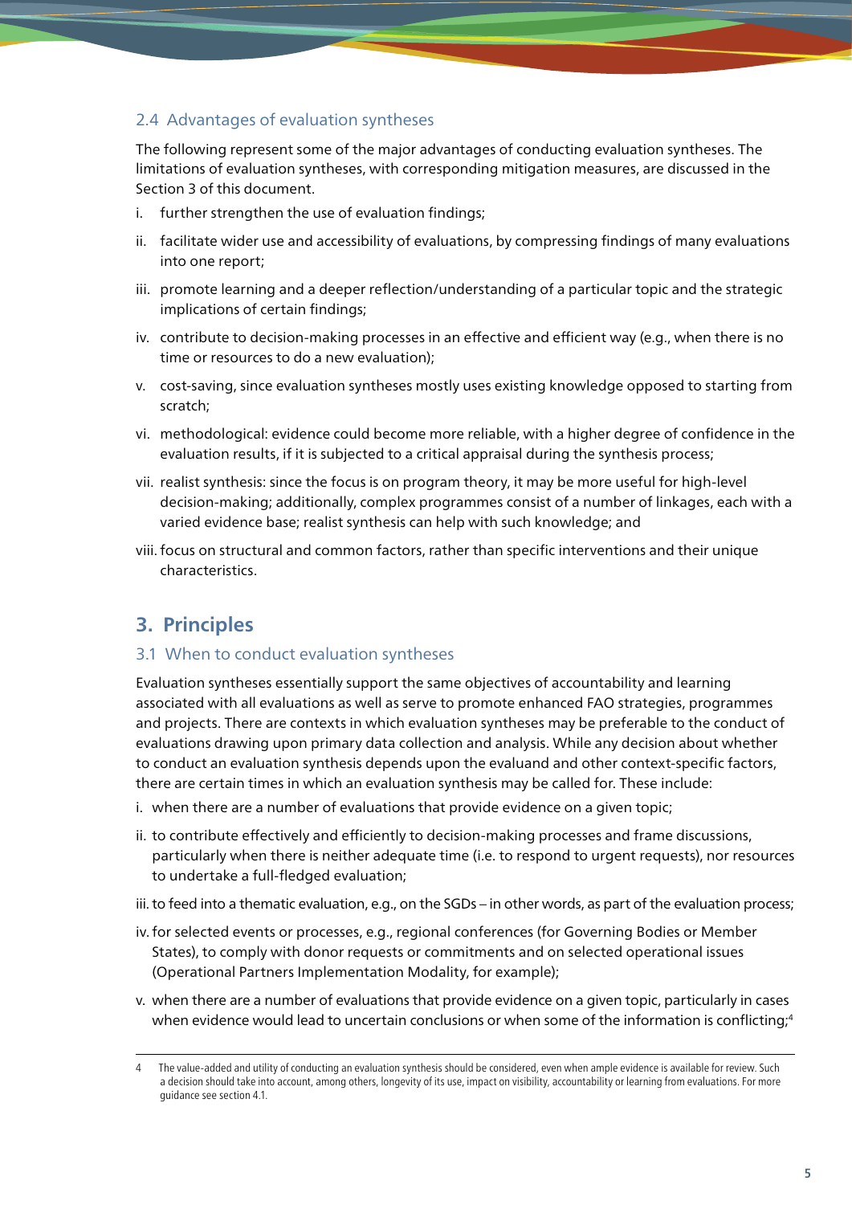### 2.4 Advantages of evaluation syntheses

The following represent some of the major advantages of conducting evaluation syntheses. The limitations of evaluation syntheses, with corresponding mitigation measures, are discussed in the Section 3 of this document.

i. further strengthen the use of evaluation findings;

ii. facilitate wider use and accessibility of evaluations, by compressing findings of many evaluations into one report;

iii. promote learning and a deeper reflection/understanding of a particular topic and the strategic implications of certain findings;

iv. contribute to decision-making processes in an effective and efficient way (e.g., when there is no time or resources to do a new evaluation);

v. cost-saving, since evaluation syntheses mostly uses existing knowledge opposed to starting from scratch;

vi. methodological: evidence could become more reliable, with a higher degree of confidence in the evaluation results, if it is subjected to a critical appraisal during the synthesis process;

vii. realist synthesis: since the focus is on program theory, it may be more useful for high-level decision-making; additionally, complex programmes consist of a number of linkages, each with a varied evidence base; realist synthesis can help with such knowledge; and

viii. focus on structural and common factors, rather than specific interventions and their unique characteristics.

## 3. Principles

### 3.1 When to conduct evaluation syntheses

Evaluation syntheses essentially support the same objectives of accountability and learning associated with all evaluations as well as serve to promote enhanced FAO strategies, programmes and projects. There are contexts in which evaluation syntheses may be preferable to the conduct of evaluations drawing upon primary data collection and analysis. While any decision about whether to conduct an evaluation synthesis depends upon the evaluand and other context-specific factors, there are certain times in which an evaluation synthesis may be called for. These include:

i. when there are a number of evaluations that provide evidence on a given topic;

ii. to contribute effectively and efficiently to decision-making processes and frame discussions, particularly when there is neither adequate time (i.e. to respond to urgent requests), nor resources to undertake a full-fledged evaluation;

iii. to feed into a thematic evaluation, e.g., on the SGDs – in other words, as part of the evaluation process;

iv. for selected events or processes, e.g., regional conferences (for Governing Bodies or Member States), to comply with donor requests or commitments and on selected operational issues (Operational Partners Implementation Modality, for example);

v. when there are a number of evaluations that provide evidence on a given topic, particularly in cases when evidence would lead to uncertain conclusions or when some of the information is conflicting;[4]

---

4 The value-added and utility of conducting an evaluation synthesis should be considered, even when ample evidence is available for review. Such a decision should take into account, among others, longevity of its use, impact on visibility, accountability or learning from evaluations. For more guidance see section 4.1.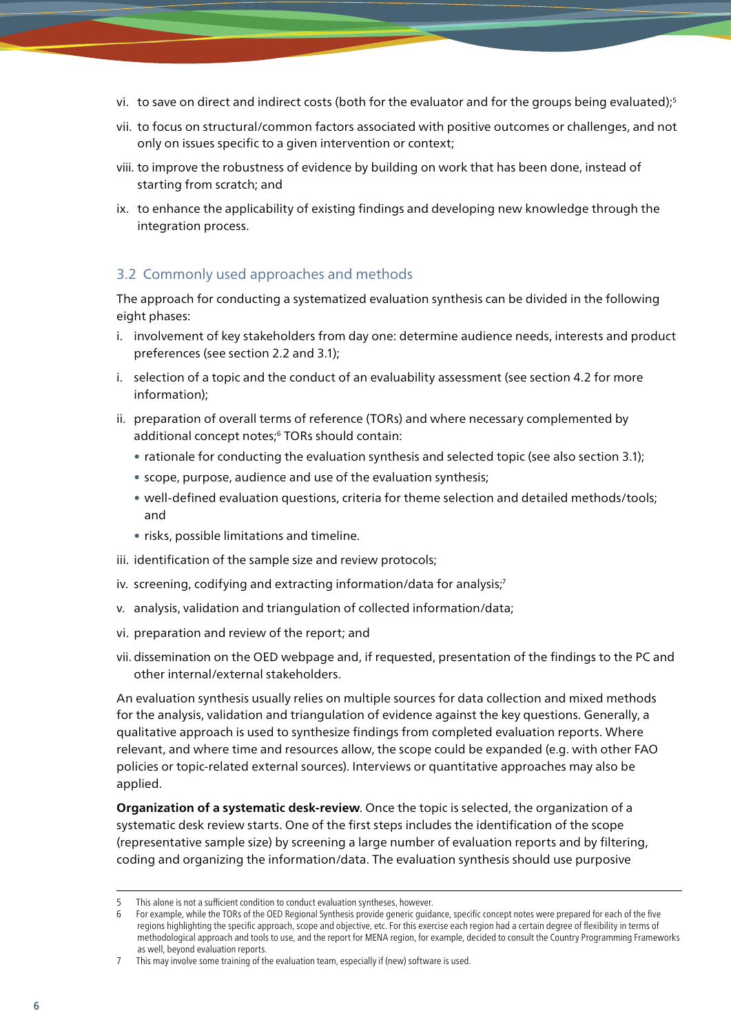vi. to save on direct and indirect costs (both for the evaluator and for the groups being evaluated);[5]

vii. to focus on structural/common factors associated with positive outcomes or challenges, and not only on issues specific to a given intervention or context;

viii. to improve the robustness of evidence by building on work that has been done, instead of starting from scratch; and

ix. to enhance the applicability of existing findings and developing new knowledge through the integration process.

### 3.2 Commonly used approaches and methods

The approach for conducting a systematized evaluation synthesis can be divided in the following eight phases:

i. involvement of key stakeholders from day one: determine audience needs, interests and product preferences (see section 2.2 and 3.1);

i. selection of a topic and the conduct of an evaluability assessment (see section 4.2 for more information);

ii. preparation of overall terms of reference (TORs) and where necessary complemented by additional concept notes;[6] TORs should contain:
   - rationale for conducting the evaluation synthesis and selected topic (see also section 3.1);
   - scope, purpose, audience and use of the evaluation synthesis;
   - well-defined evaluation questions, criteria for theme selection and detailed methods/tools; and
   - risks, possible limitations and timeline.

iii. identification of the sample size and review protocols;

iv. screening, codifying and extracting information/data for analysis;[7]

v. analysis, validation and triangulation of collected information/data;

vi. preparation and review of the report; and

vii. dissemination on the OED webpage and, if requested, presentation of the findings to the PC and other internal/external stakeholders.

An evaluation synthesis usually relies on multiple sources for data collection and mixed methods for the analysis, validation and triangulation of evidence against the key questions. Generally, a qualitative approach is used to synthesize findings from completed evaluation reports. Where relevant, and where time and resources allow, the scope could be expanded (e.g. with other FAO policies or topic-related external sources). Interviews or quantitative approaches may also be applied.

**Organization of a systematic desk-review**. Once the topic is selected, the organization of a systematic desk review starts. One of the first steps includes the identification of the scope (representative sample size) by screening a large number of evaluation reports and by filtering, coding and organizing the information/data. The evaluation synthesis should use purposive

---

5 This alone is not a sufficient condition to conduct evaluation syntheses, however.

6 For example, while the TORs of the OED Regional Synthesis provide generic guidance, specific concept notes were prepared for each of the five regions highlighting the specific approach, scope and objective, etc. For this exercise each region had a certain degree of flexibility in terms of methodological approach and tools to use, and the report for MENA region, for example, decided to consult the Country Programming Frameworks as well, beyond evaluation reports.

7 This may involve some training of the evaluation team, especially if (new) software is used.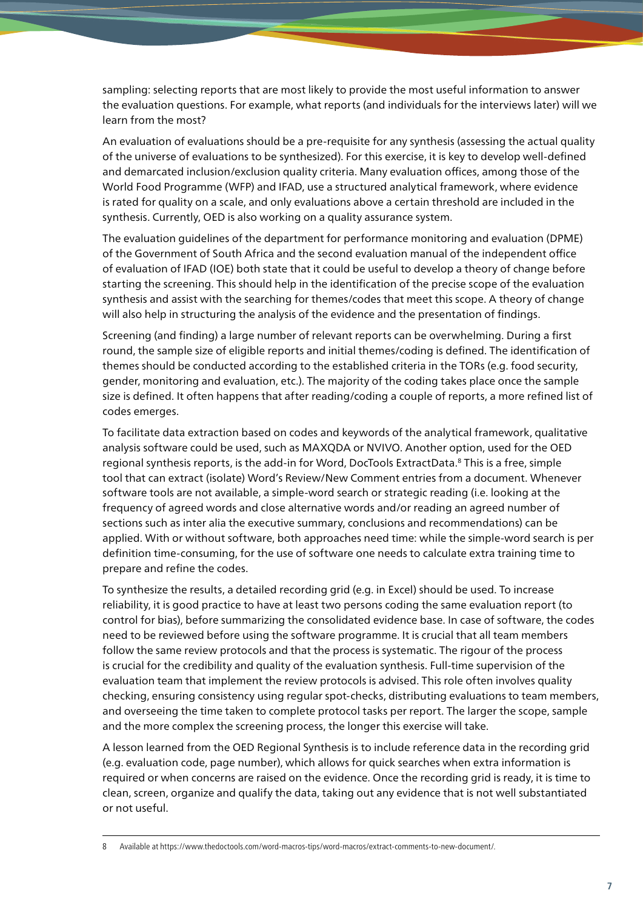sampling: selecting reports that are most likely to provide the most useful information to answer the evaluation questions. For example, what reports (and individuals for the interviews later) will we learn from the most?

An evaluation of evaluations should be a pre-requisite for any synthesis (assessing the actual quality of the universe of evaluations to be synthesized). For this exercise, it is key to develop well-defined and demarcated inclusion/exclusion quality criteria. Many evaluation offices, among those of the World Food Programme (WFP) and IFAD, use a structured analytical framework, where evidence is rated for quality on a scale, and only evaluations above a certain threshold are included in the synthesis. Currently, OED is also working on a quality assurance system.

The evaluation guidelines of the department for performance monitoring and evaluation (DPME) of the Government of South Africa and the second evaluation manual of the independent office of evaluation of IFAD (IOE) both state that it could be useful to develop a theory of change before starting the screening. This should help in the identification of the precise scope of the evaluation synthesis and assist with the searching for themes/codes that meet this scope. A theory of change will also help in structuring the analysis of the evidence and the presentation of findings.

Screening (and finding) a large number of relevant reports can be overwhelming. During a first round, the sample size of eligible reports and initial themes/coding is defined. The identification of themes should be conducted according to the established criteria in the TORs (e.g. food security, gender, monitoring and evaluation, etc.). The majority of the coding takes place once the sample size is defined. It often happens that after reading/coding a couple of reports, a more refined list of codes emerges.

To facilitate data extraction based on codes and keywords of the analytical framework, qualitative analysis software could be used, such as MAXQDA or NVIVO. Another option, used for the OED regional synthesis reports, is the add-in for Word, DocTools ExtractData.[8] This is a free, simple tool that can extract (isolate) Word's Review/New Comment entries from a document. Whenever software tools are not available, a simple-word search or strategic reading (i.e. looking at the frequency of agreed words and close alternative words and/or reading an agreed number of sections such as inter alia the executive summary, conclusions and recommendations) can be applied. With or without software, both approaches need time: while the simple-word search is per definition time-consuming, for the use of software one needs to calculate extra training time to prepare and refine the codes.

To synthesize the results, a detailed recording grid (e.g. in Excel) should be used. To increase reliability, it is good practice to have at least two persons coding the same evaluation report (to control for bias), before summarizing the consolidated evidence base. In case of software, the codes need to be reviewed before using the software programme. It is crucial that all team members follow the same review protocols and that the process is systematic. The rigour of the process is crucial for the credibility and quality of the evaluation synthesis. Full-time supervision of the evaluation team that implement the review protocols is advised. This role often involves quality checking, ensuring consistency using regular spot-checks, distributing evaluations to team members, and overseeing the time taken to complete protocol tasks per report. The larger the scope, sample and the more complex the screening process, the longer this exercise will take.

A lesson learned from the OED Regional Synthesis is to include reference data in the recording grid (e.g. evaluation code, page number), which allows for quick searches when extra information is required or when concerns are raised on the evidence. Once the recording grid is ready, it is time to clean, screen, organize and qualify the data, taking out any evidence that is not well substantiated or not useful.

---

8 Available at https://www.thedoctools.com/word-macros-tips/word-macros/extract-comments-to-new-document/.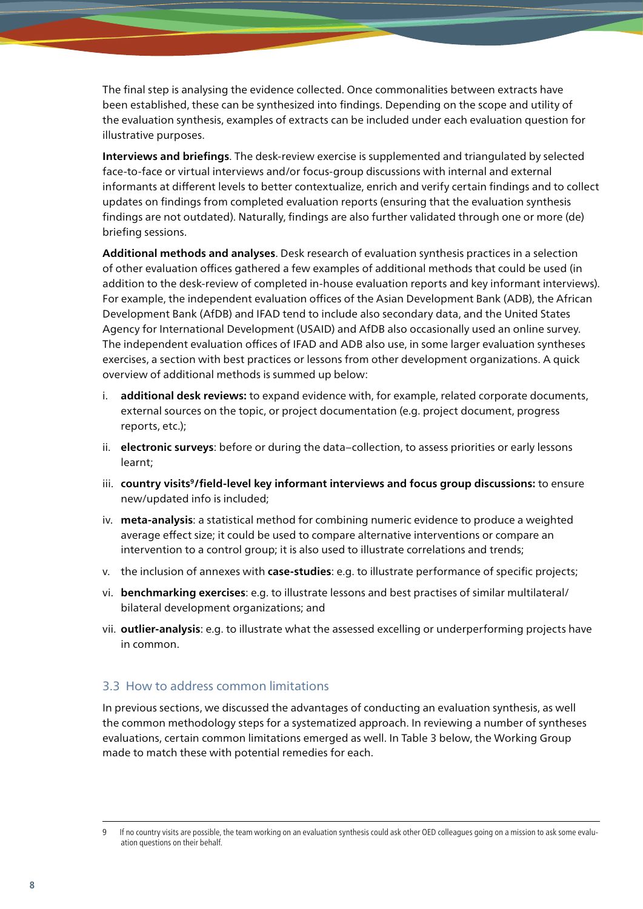The final step is analysing the evidence collected. Once commonalities between extracts have been established, these can be synthesized into findings. Depending on the scope and utility of the evaluation synthesis, examples of extracts can be included under each evaluation question for illustrative purposes.

**Interviews and briefings**. The desk-review exercise is supplemented and triangulated by selected face-to-face or virtual interviews and/or focus-group discussions with internal and external informants at different levels to better contextualize, enrich and verify certain findings and to collect updates on findings from completed evaluation reports (ensuring that the evaluation synthesis findings are not outdated). Naturally, findings are also further validated through one or more (de) briefing sessions.

**Additional methods and analyses**. Desk research of evaluation synthesis practices in a selection of other evaluation offices gathered a few examples of additional methods that could be used (in addition to the desk-review of completed in-house evaluation reports and key informant interviews). For example, the independent evaluation offices of the Asian Development Bank (ADB), the African Development Bank (AfDB) and IFAD tend to include also secondary data, and the United States Agency for International Development (USAID) and AfDB also occasionally used an online survey. The independent evaluation offices of IFAD and ADB also use, in some larger evaluation syntheses exercises, a section with best practices or lessons from other development organizations. A quick overview of additional methods is summed up below:

i. **additional desk reviews:** to expand evidence with, for example, related corporate documents, external sources on the topic, or project documentation (e.g. project document, progress reports, etc.);

ii. **electronic surveys**: before or during the data–collection, to assess priorities or early lessons learnt;

iii. **country visits[9]/field-level key informant interviews and focus group discussions:** to ensure new/updated info is included;

iv. **meta-analysis**: a statistical method for combining numeric evidence to produce a weighted average effect size; it could be used to compare alternative interventions or compare an intervention to a control group; it is also used to illustrate correlations and trends;

v. the inclusion of annexes with **case-studies**: e.g. to illustrate performance of specific projects;

vi. **benchmarking exercises**: e.g. to illustrate lessons and best practises of similar multilateral/ bilateral development organizations; and

vii. **outlier-analysis**: e.g. to illustrate what the assessed excelling or underperforming projects have in common.

### 3.3 How to address common limitations

In previous sections, we discussed the advantages of conducting an evaluation synthesis, as well the common methodology steps for a systematized approach. In reviewing a number of syntheses evaluations, certain common limitations emerged as well. In Table 3 below, the Working Group made to match these with potential remedies for each.

---

9 If no country visits are possible, the team working on an evaluation synthesis could ask other OED colleagues going on a mission to ask some evaluation questions on their behalf.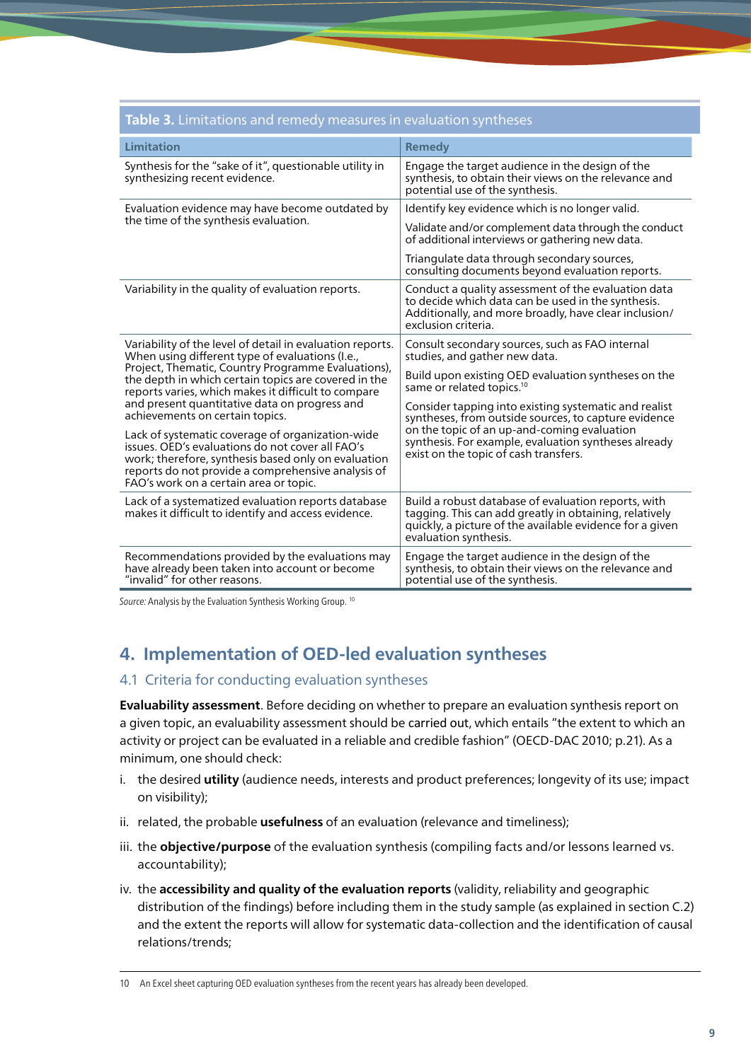**Table 3.** Limitations and remedy measures in evaluation syntheses

| Limitation | Remedy |
|---|---|
| Synthesis for the "sake of it", questionable utility in synthesizing recent evidence. | Engage the target audience in the design of the synthesis, to obtain their views on the relevance and potential use of the synthesis. |
| Evaluation evidence may have become outdated by the time of the synthesis evaluation. | Identify key evidence which is no longer valid.<br><br>Validate and/or complement data through the conduct of additional interviews or gathering new data.<br><br>Triangulate data through secondary sources, consulting documents beyond evaluation reports. |
| Variability in the quality of evaluation reports. | Conduct a quality assessment of the evaluation data to decide which data can be used in the synthesis. Additionally, and more broadly, have clear inclusion/exclusion criteria. |
| Variability of the level of detail in evaluation reports. When using different type of evaluations (I.e., Project, Thematic, Country Programme Evaluations), the depth in which certain topics are covered in the reports varies, which makes it difficult to compare and present quantitative data on progress and achievements on certain topics.<br><br>Lack of systematic coverage of organization-wide issues. OED's evaluations do not cover all FAO's work; therefore, synthesis based only on evaluation reports do not provide a comprehensive analysis of FAO's work on a certain area or topic. | Consult secondary sources, such as FAO internal studies, and gather new data.<br><br>Build upon existing OED evaluation syntheses on the same or related topics.[10]<br><br>Consider tapping into existing systematic and realist syntheses, from outside sources, to capture evidence on the topic of an up-and-coming evaluation synthesis. For example, evaluation syntheses already exist on the topic of cash transfers. |
| Lack of a systematized evaluation reports database makes it difficult to identify and access evidence. | Build a robust database of evaluation reports, with tagging. This can add greatly in obtaining, relatively quickly, a picture of the available evidence for a given evaluation synthesis. |
| Recommendations provided by the evaluations may have already been taken into account or become "invalid" for other reasons. | Engage the target audience in the design of the synthesis, to obtain their views on the relevance and potential use of the synthesis. |

*Source:* Analysis by the Evaluation Synthesis Working Group. [10]

## 4. Implementation of OED-led evaluation syntheses

### 4.1 Criteria for conducting evaluation syntheses

**Evaluability assessment**. Before deciding on whether to prepare an evaluation synthesis report on a given topic, an evaluability assessment should be carried out, which entails "the extent to which an activity or project can be evaluated in a reliable and credible fashion" (OECD-DAC 2010; p.21). As a minimum, one should check:

i. the desired **utility** (audience needs, interests and product preferences; longevity of its use; impact on visibility);

ii. related, the probable **usefulness** of an evaluation (relevance and timeliness);

iii. the **objective/purpose** of the evaluation synthesis (compiling facts and/or lessons learned vs. accountability);

iv. the **accessibility and quality of the evaluation reports** (validity, reliability and geographic distribution of the findings) before including them in the study sample (as explained in section C.2) and the extent the reports will allow for systematic data-collection and the identification of causal relations/trends;

---

10 An Excel sheet capturing OED evaluation syntheses from the recent years has already been developed.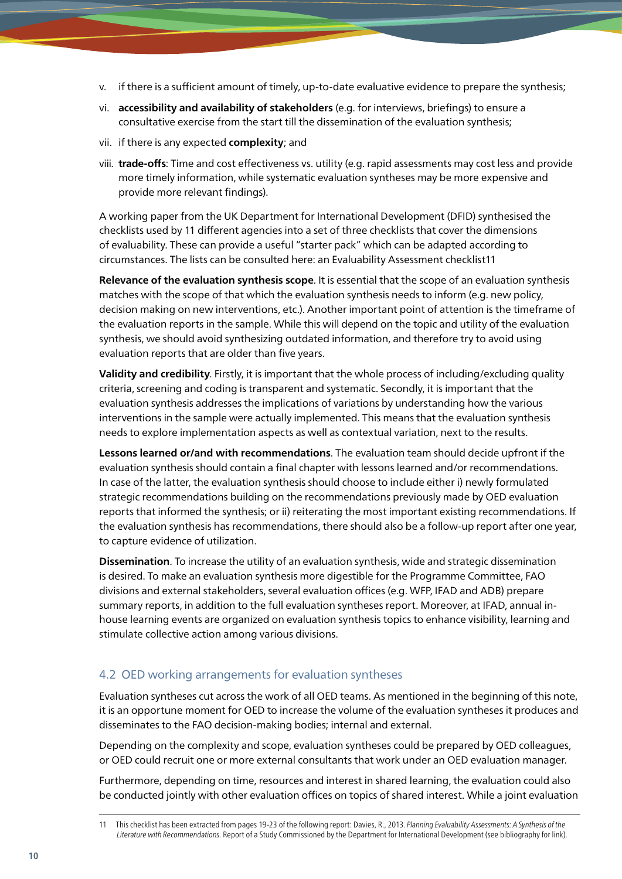v. if there is a sufficient amount of timely, up-to-date evaluative evidence to prepare the synthesis;

vi. **accessibility and availability of stakeholders** (e.g. for interviews, briefings) to ensure a consultative exercise from the start till the dissemination of the evaluation synthesis;

vii. if there is any expected **complexity**; and

viii. **trade-offs**: Time and cost effectiveness vs. utility (e.g. rapid assessments may cost less and provide more timely information, while systematic evaluation syntheses may be more expensive and provide more relevant findings).

A working paper from the UK Department for International Development (DFID) synthesised the checklists used by 11 different agencies into a set of three checklists that cover the dimensions of evaluability. These can provide a useful "starter pack" which can be adapted according to circumstances. The lists can be consulted here: an Evaluability Assessment checklist[11]

**Relevance of the evaluation synthesis scope**. It is essential that the scope of an evaluation synthesis matches with the scope of that which the evaluation synthesis needs to inform (e.g. new policy, decision making on new interventions, etc.). Another important point of attention is the timeframe of the evaluation reports in the sample. While this will depend on the topic and utility of the evaluation synthesis, we should avoid synthesizing outdated information, and therefore try to avoid using evaluation reports that are older than five years.

**Validity and credibility**. Firstly, it is important that the whole process of including/excluding quality criteria, screening and coding is transparent and systematic. Secondly, it is important that the evaluation synthesis addresses the implications of variations by understanding how the various interventions in the sample were actually implemented. This means that the evaluation synthesis needs to explore implementation aspects as well as contextual variation, next to the results.

**Lessons learned or/and with recommendations**. The evaluation team should decide upfront if the evaluation synthesis should contain a final chapter with lessons learned and/or recommendations. In case of the latter, the evaluation synthesis should choose to include either i) newly formulated strategic recommendations building on the recommendations previously made by OED evaluation reports that informed the synthesis; or ii) reiterating the most important existing recommendations. If the evaluation synthesis has recommendations, there should also be a follow-up report after one year, to capture evidence of utilization.

**Dissemination**. To increase the utility of an evaluation synthesis, wide and strategic dissemination is desired. To make an evaluation synthesis more digestible for the Programme Committee, FAO divisions and external stakeholders, several evaluation offices (e.g. WFP, IFAD and ADB) prepare summary reports, in addition to the full evaluation syntheses report. Moreover, at IFAD, annual in-house learning events are organized on evaluation synthesis topics to enhance visibility, learning and stimulate collective action among various divisions.

## 4.2 OED working arrangements for evaluation syntheses

Evaluation syntheses cut across the work of all OED teams. As mentioned in the beginning of this note, it is an opportune moment for OED to increase the volume of the evaluation syntheses it produces and disseminates to the FAO decision-making bodies; internal and external.

Depending on the complexity and scope, evaluation syntheses could be prepared by OED colleagues, or OED could recruit one or more external consultants that work under an OED evaluation manager.

Furthermore, depending on time, resources and interest in shared learning, the evaluation could also be conducted jointly with other evaluation offices on topics of shared interest. While a joint evaluation

---

[11] This checklist has been extracted from pages 19-23 of the following report: Davies, R., 2013. *Planning Evaluability Assessments: A Synthesis of the Literature with Recommendations*. Report of a Study Commissioned by the Department for International Development (see bibliography for link).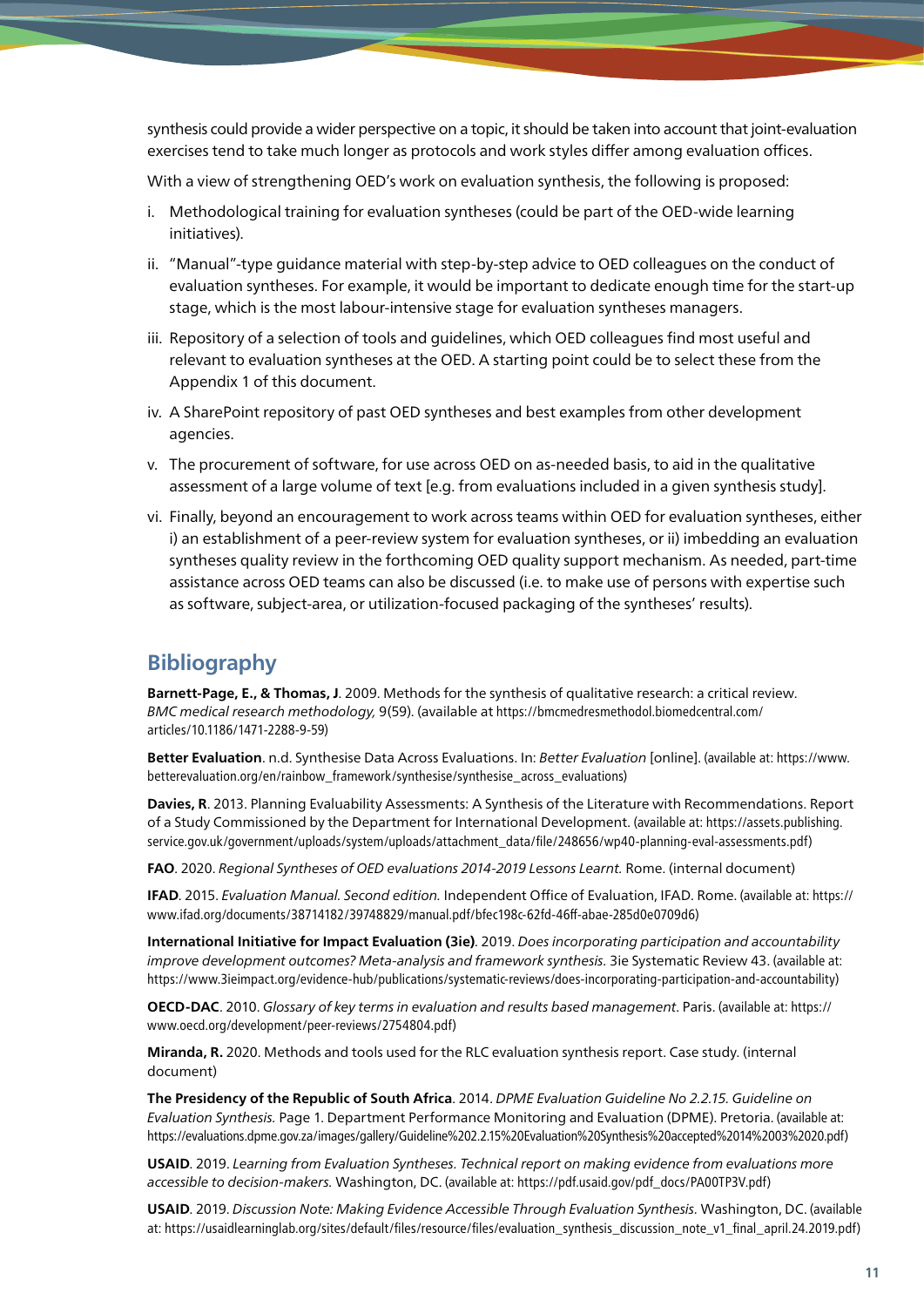synthesis could provide a wider perspective on a topic, it should be taken into account that joint-evaluation exercises tend to take much longer as protocols and work styles differ among evaluation offices.

With a view of strengthening OED's work on evaluation synthesis, the following is proposed:

i. Methodological training for evaluation syntheses (could be part of the OED-wide learning initiatives).

ii. "Manual"-type guidance material with step-by-step advice to OED colleagues on the conduct of evaluation syntheses. For example, it would be important to dedicate enough time for the start-up stage, which is the most labour-intensive stage for evaluation syntheses managers.

iii. Repository of a selection of tools and guidelines, which OED colleagues find most useful and relevant to evaluation syntheses at the OED. A starting point could be to select these from the Appendix 1 of this document.

iv. A SharePoint repository of past OED syntheses and best examples from other development agencies.

v. The procurement of software, for use across OED on as-needed basis, to aid in the qualitative assessment of a large volume of text [e.g. from evaluations included in a given synthesis study].

vi. Finally, beyond an encouragement to work across teams within OED for evaluation syntheses, either i) an establishment of a peer-review system for evaluation syntheses, or ii) imbedding an evaluation syntheses quality review in the forthcoming OED quality support mechanism. As needed, part-time assistance across OED teams can also be discussed (i.e. to make use of persons with expertise such as software, subject-area, or utilization-focused packaging of the syntheses' results).

## Bibliography

**Barnett-Page, E., & Thomas, J**. 2009. Methods for the synthesis of qualitative research: a critical review. *BMC medical research methodology,* 9(59). (available at https://bmcmedresmethodol.biomedcentral.com/articles/10.1186/1471-2288-9-59)

**Better Evaluation**. n.d. Synthesise Data Across Evaluations. In: *Better Evaluation* [online]. (available at: https://www.betterevaluation.org/en/rainbow_framework/synthesise/synthesise_across_evaluations)

**Davies, R**. 2013. Planning Evaluability Assessments: A Synthesis of the Literature with Recommendations. Report of a Study Commissioned by the Department for International Development. (available at: https://assets.publishing.service.gov.uk/government/uploads/system/uploads/attachment_data/file/248656/wp40-planning-eval-assessments.pdf)

**FAO**. 2020. *Regional Syntheses of OED evaluations 2014-2019 Lessons Learnt.* Rome. (internal document)

**IFAD**. 2015. *Evaluation Manual. Second edition.* Independent Office of Evaluation, IFAD. Rome. (available at: https://www.ifad.org/documents/38714182/39748829/manual.pdf/bfec198c-62fd-46ff-abae-285d0e0709d6)

**International Initiative for Impact Evaluation (3ie)***.* 2019. *Does incorporating participation and accountability improve development outcomes? Meta-analysis and framework synthesis.* 3ie Systematic Review 43. (available at: https://www.3ieimpact.org/evidence-hub/publications/systematic-reviews/does-incorporating-participation-and-accountability)

**OECD-DAC**. 2010. *Glossary of key terms in evaluation and results based management*. Paris. (available at: https://www.oecd.org/development/peer-reviews/2754804.pdf)

**Miranda, R.** 2020. Methods and tools used for the RLC evaluation synthesis report. Case study. (internal document)

**The Presidency of the Republic of South Africa**. 2014. *DPME Evaluation Guideline No 2.2.15. Guideline on Evaluation Synthesis.* Page 1. Department Performance Monitoring and Evaluation (DPME). Pretoria. (available at: https://evaluations.dpme.gov.za/images/gallery/Guideline%202.2.15%20Evaluation%20Synthesis%20accepted%2014%2003%2020.pdf)

**USAID**. 2019. *Learning from Evaluation Syntheses. Technical report on making evidence from evaluations more accessible to decision-makers.* Washington, DC. (available at: https://pdf.usaid.gov/pdf_docs/PA00TP3V.pdf)

**USAID**. 2019. *Discussion Note: Making Evidence Accessible Through Evaluation Synthesis.* Washington, DC. (available at: https://usaidlearninglab.org/sites/default/files/resource/files/evaluation_synthesis_discussion_note_v1_final_april.24.2019.pdf)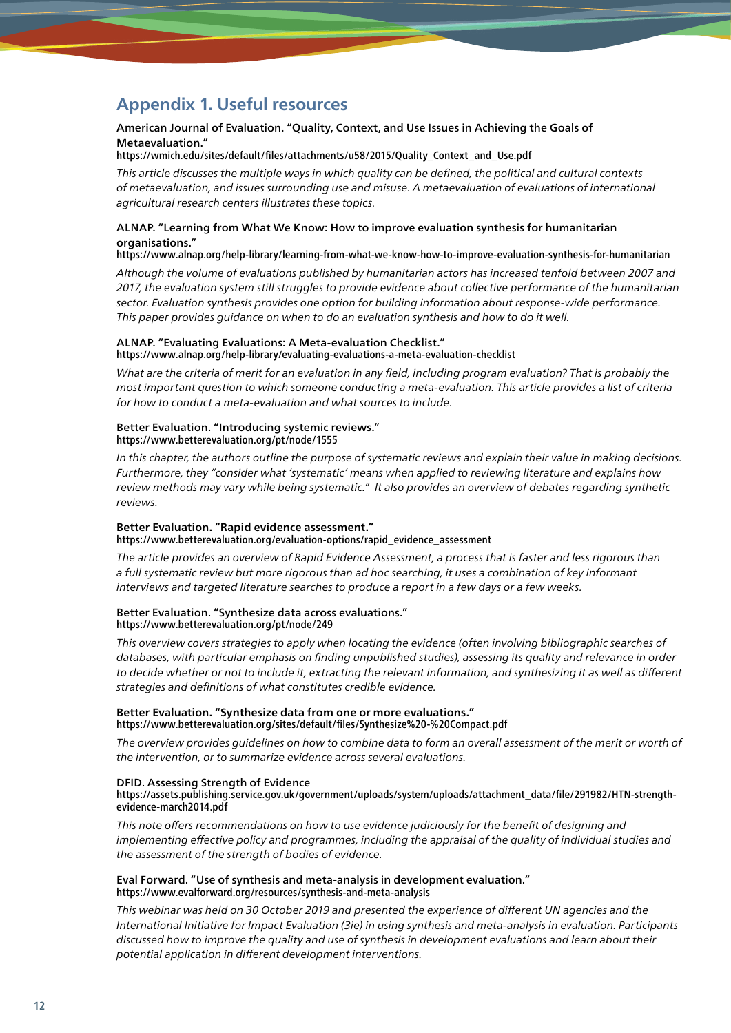## Appendix 1. Useful resources

**American Journal of Evaluation. "Quality, Context, and Use Issues in Achieving the Goals of Metaevaluation."**
**https://wmich.edu/sites/default/files/attachments/u58/2015/Quality_Context_and_Use.pdf**

*This article discusses the multiple ways in which quality can be defined, the political and cultural contexts of metaevaluation, and issues surrounding use and misuse. A metaevaluation of evaluations of international agricultural research centers illustrates these topics.*

**ALNAP. "Learning from What We Know: How to improve evaluation synthesis for humanitarian organisations."**
**https://www.alnap.org/help-library/learning-from-what-we-know-how-to-improve-evaluation-synthesis-for-humanitarian**

*Although the volume of evaluations published by humanitarian actors has increased tenfold between 2007 and 2017, the evaluation system still struggles to provide evidence about collective performance of the humanitarian sector. Evaluation synthesis provides one option for building information about response-wide performance. This paper provides guidance on when to do an evaluation synthesis and how to do it well.*

**ALNAP. "Evaluating Evaluations: A Meta-evaluation Checklist."**
**https://www.alnap.org/help-library/evaluating-evaluations-a-meta-evaluation-checklist**

*What are the criteria of merit for an evaluation in any field, including program evaluation? That is probably the most important question to which someone conducting a meta-evaluation. This article provides a list of criteria for how to conduct a meta-evaluation and what sources to include.*

**Better Evaluation. "Introducing systemic reviews."**
**https://www.betterevaluation.org/pt/node/1555**

*In this chapter, the authors outline the purpose of systematic reviews and explain their value in making decisions. Furthermore, they "consider what 'systematic' means when applied to reviewing literature and explains how review methods may vary while being systematic." It also provides an overview of debates regarding synthetic reviews.*

**Better Evaluation. "Rapid evidence assessment."**
**https://www.betterevaluation.org/evaluation-options/rapid_evidence_assessment**

*The article provides an overview of Rapid Evidence Assessment, a process that is faster and less rigorous than a full systematic review but more rigorous than ad hoc searching, it uses a combination of key informant interviews and targeted literature searches to produce a report in a few days or a few weeks.*

**Better Evaluation. "Synthesize data across evaluations."**
**https://www.betterevaluation.org/pt/node/249**

*This overview covers strategies to apply when locating the evidence (often involving bibliographic searches of databases, with particular emphasis on finding unpublished studies), assessing its quality and relevance in order to decide whether or not to include it, extracting the relevant information, and synthesizing it as well as different strategies and definitions of what constitutes credible evidence.*

**Better Evaluation. "Synthesize data from one or more evaluations."**
**https://www.betterevaluation.org/sites/default/files/Synthesize%20-%20Compact.pdf**

*The overview provides guidelines on how to combine data to form an overall assessment of the merit or worth of the intervention, or to summarize evidence across several evaluations.*

**DFID. Assessing Strength of Evidence**
**https://assets.publishing.service.gov.uk/government/uploads/system/uploads/attachment_data/file/291982/HTN-strength-evidence-march2014.pdf**

*This note offers recommendations on how to use evidence judiciously for the benefit of designing and implementing effective policy and programmes, including the appraisal of the quality of individual studies and the assessment of the strength of bodies of evidence.*

**Eval Forward. "Use of synthesis and meta-analysis in development evaluation."**
**https://www.evalforward.org/resources/synthesis-and-meta-analysis**

*This webinar was held on 30 October 2019 and presented the experience of different UN agencies and the International Initiative for Impact Evaluation (3ie) in using synthesis and meta-analysis in evaluation. Participants discussed how to improve the quality and use of synthesis in development evaluations and learn about their potential application in different development interventions.*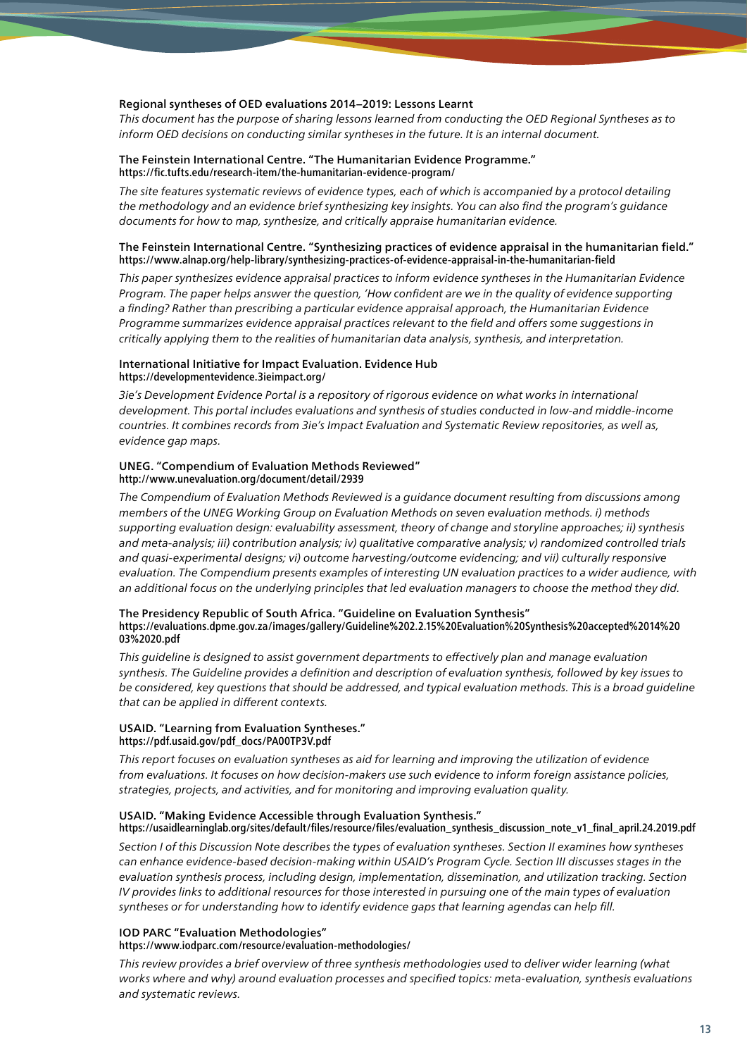**Regional syntheses of OED evaluations 2014–2019: Lessons Learnt**

*This document has the purpose of sharing lessons learned from conducting the OED Regional Syntheses as to inform OED decisions on conducting similar syntheses in the future. It is an internal document.*

**The Feinstein International Centre. "The Humanitarian Evidence Programme."**
https://fic.tufts.edu/research-item/the-humanitarian-evidence-program/

*The site features systematic reviews of evidence types, each of which is accompanied by a protocol detailing the methodology and an evidence brief synthesizing key insights. You can also find the program's guidance documents for how to map, synthesize, and critically appraise humanitarian evidence.*

**The Feinstein International Centre. "Synthesizing practices of evidence appraisal in the humanitarian field."**
https://www.alnap.org/help-library/synthesizing-practices-of-evidence-appraisal-in-the-humanitarian-field

*This paper synthesizes evidence appraisal practices to inform evidence syntheses in the Humanitarian Evidence Program. The paper helps answer the question, 'How confident are we in the quality of evidence supporting a finding? Rather than prescribing a particular evidence appraisal approach, the Humanitarian Evidence Programme summarizes evidence appraisal practices relevant to the field and offers some suggestions in critically applying them to the realities of humanitarian data analysis, synthesis, and interpretation.*

**International Initiative for Impact Evaluation. Evidence Hub**
https://developmentevidence.3ieimpact.org/

*3ie's Development Evidence Portal is a repository of rigorous evidence on what works in international development. This portal includes evaluations and synthesis of studies conducted in low-and middle-income countries. It combines records from 3ie's Impact Evaluation and Systematic Review repositories, as well as, evidence gap maps.*

**UNEG. "Compendium of Evaluation Methods Reviewed"**
http://www.unevaluation.org/document/detail/2939

*The Compendium of Evaluation Methods Reviewed is a guidance document resulting from discussions among members of the UNEG Working Group on Evaluation Methods on seven evaluation methods. i) methods supporting evaluation design: evaluability assessment, theory of change and storyline approaches; ii) synthesis and meta-analysis; iii) contribution analysis; iv) qualitative comparative analysis; v) randomized controlled trials and quasi-experimental designs; vi) outcome harvesting/outcome evidencing; and vii) culturally responsive evaluation. The Compendium presents examples of interesting UN evaluation practices to a wider audience, with an additional focus on the underlying principles that led evaluation managers to choose the method they did.*

**The Presidency Republic of South Africa. "Guideline on Evaluation Synthesis"**
https://evaluations.dpme.gov.za/images/gallery/Guideline%202.2.15%20Evaluation%20Synthesis%20accepted%2014%2003%2020.pdf

*This guideline is designed to assist government departments to effectively plan and manage evaluation synthesis. The Guideline provides a definition and description of evaluation synthesis, followed by key issues to be considered, key questions that should be addressed, and typical evaluation methods. This is a broad guideline that can be applied in different contexts.*

**USAID. "Learning from Evaluation Syntheses."**
https://pdf.usaid.gov/pdf_docs/PA00TP3V.pdf

*This report focuses on evaluation syntheses as aid for learning and improving the utilization of evidence from evaluations. It focuses on how decision-makers use such evidence to inform foreign assistance policies, strategies, projects, and activities, and for monitoring and improving evaluation quality.*

**USAID. "Making Evidence Accessible through Evaluation Synthesis."**
https://usaidlearninglab.org/sites/default/files/resource/files/evaluation_synthesis_discussion_note_v1_final_april.24.2019.pdf

*Section I of this Discussion Note describes the types of evaluation syntheses. Section II examines how syntheses can enhance evidence-based decision-making within USAID's Program Cycle. Section III discusses stages in the evaluation synthesis process, including design, implementation, dissemination, and utilization tracking. Section IV provides links to additional resources for those interested in pursuing one of the main types of evaluation syntheses or for understanding how to identify evidence gaps that learning agendas can help fill.*

**IOD PARC "Evaluation Methodologies"**
https://www.iodparc.com/resource/evaluation-methodologies/

*This review provides a brief overview of three synthesis methodologies used to deliver wider learning (what works where and why) around evaluation processes and specified topics: meta-evaluation, synthesis evaluations and systematic reviews.*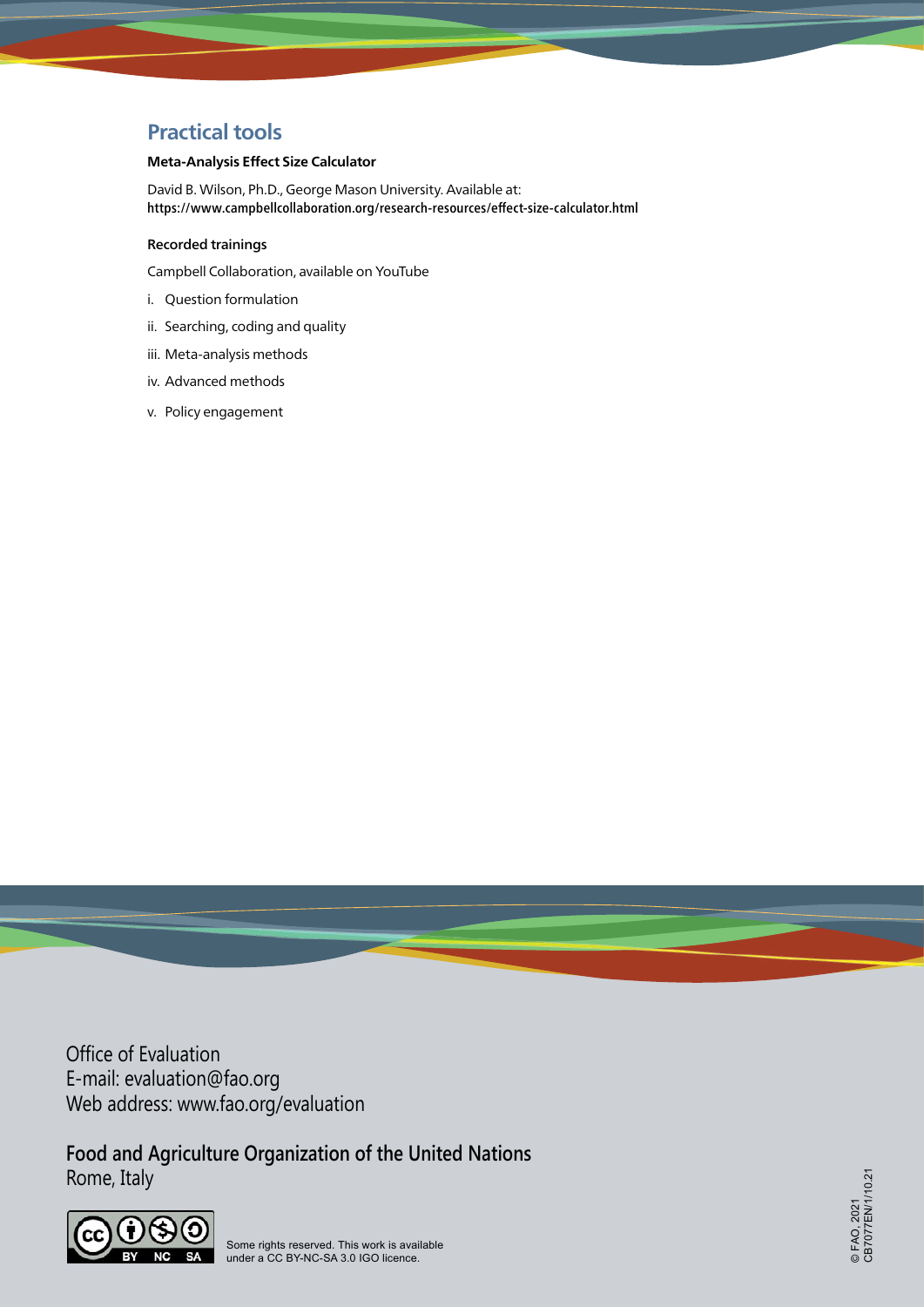## Practical tools

**Meta-Analysis Effect Size Calculator**

David B. Wilson, Ph.D., George Mason University. Available at:
**https://www.campbellcollaboration.org/research-resources/effect-size-calculator.html**

**Recorded trainings**

Campbell Collaboration, available on YouTube

i. Question formulation

ii. Searching, coding and quality

iii. Meta-analysis methods

iv. Advanced methods

v. Policy engagement

Office of Evaluation
E-mail: evaluation@fao.org
Web address: www.fao.org/evaluation

**Food and Agriculture Organization of the United Nations**
Rome, Italy

Some rights reserved. This work is available under a CC BY-NC-SA 3.0 IGO licence.

© FAO, 2021
CB7077EN/1/10.21